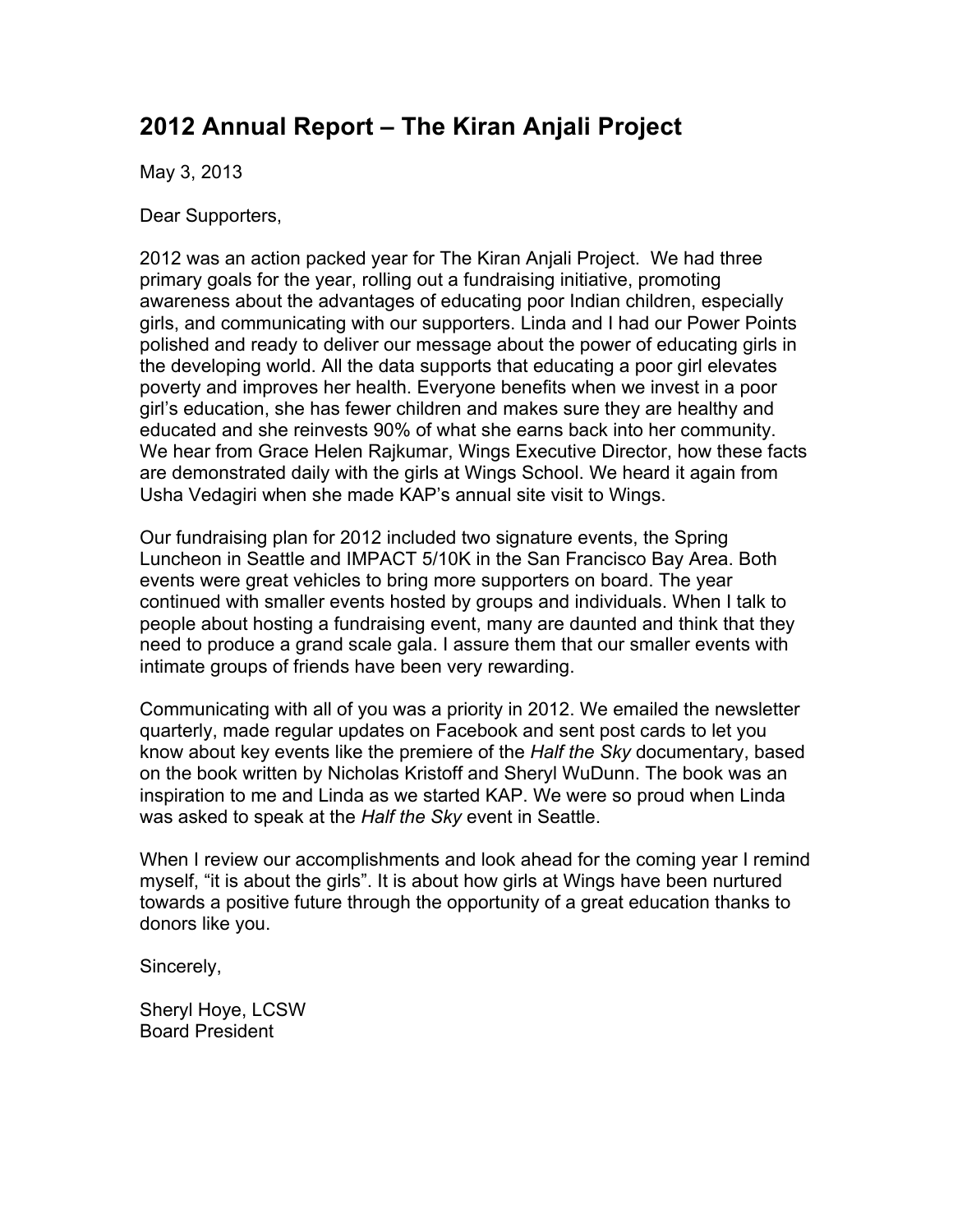# 2012 Annual Report – The Kiran Anjali Project

May 3, 2013

Dear Supporters,

2012 was an action packed year for The Kiran Anjali Project. We had three primary goals for the year, rolling out a fundraising initiative, promoting awareness about the advantages of educating poor Indian children, especially girls, and communicating with our supporters. Linda and I had our Power Points polished and ready to deliver our message about the power of educating girls in the developing world. All the data supports that educating a poor girl elevates poverty and improves her health. Everyone benefits when we invest in a poor girl's education, she has fewer children and makes sure they are healthy and educated and she reinvests 90% of what she earns back into her community. We hear from Grace Helen Rajkumar, Wings Executive Director, how these facts are demonstrated daily with the girls at Wings School. We heard it again from Usha Vedagiri when she made KAP's annual site visit to Wings.

Our fundraising plan for 2012 included two signature events, the Spring Luncheon in Seattle and IMPACT 5/10K in the San Francisco Bay Area. Both events were great vehicles to bring more supporters on board. The year continued with smaller events hosted by groups and individuals. When I talk to people about hosting a fundraising event, many are daunted and think that they need to produce a grand scale gala. I assure them that our smaller events with intimate groups of friends have been very rewarding.

Communicating with all of you was a priority in 2012. We emailed the newsletter quarterly, made regular updates on Facebook and sent post cards to let you know about key events like the premiere of the *Half the Sky* documentary, based on the book written by Nicholas Kristoff and Sheryl WuDunn. The book was an inspiration to me and Linda as we started KAP. We were so proud when Linda was asked to speak at the *Half the Sky* event in Seattle.

When I review our accomplishments and look ahead for the coming year I remind myself, "it is about the girls". It is about how girls at Wings have been nurtured towards a positive future through the opportunity of a great education thanks to donors like you.

Sincerely,

Sheryl Hoye, LCSW
Board President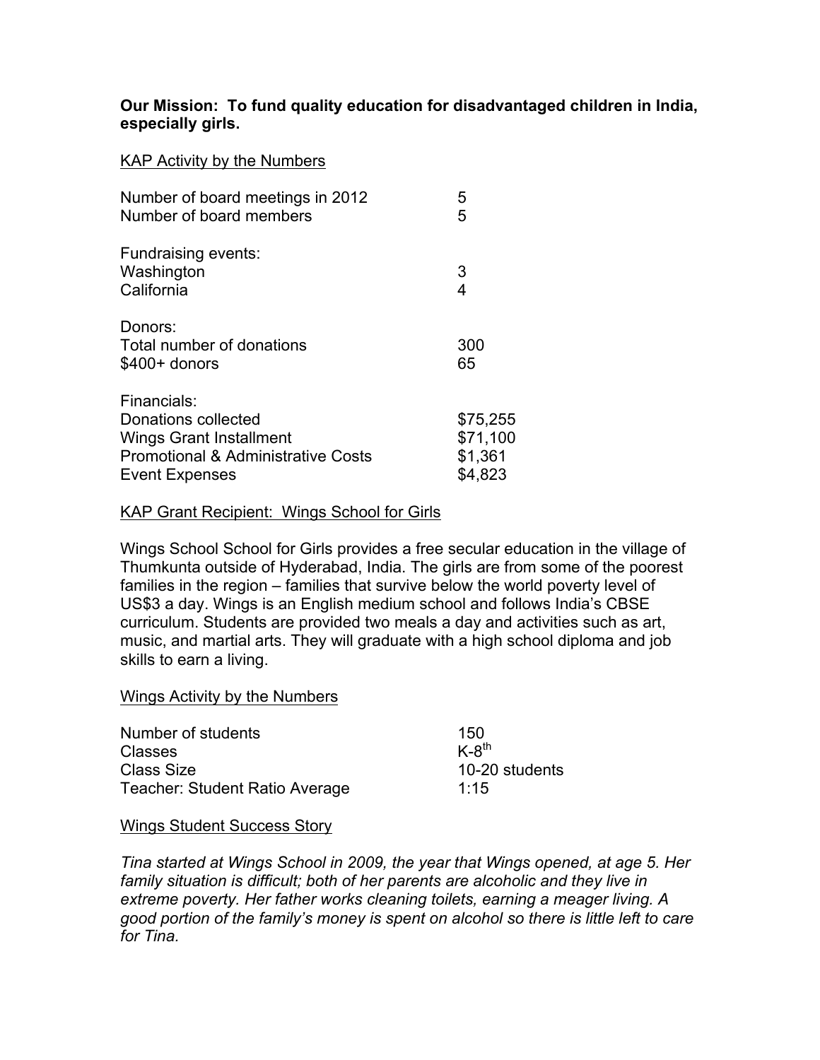**Our Mission: To fund quality education for disadvantaged children in India, especially girls.**

KAP Activity by the Numbers

| | |
|---|---|
| Number of board meetings in 2012 | 5 |
| Number of board members | 5 |
| **Fundraising events:** | |
| Washington | 3 |
| California | 4 |
| **Donors:** | |
| Total number of donations | 300 |
| $400+ donors | 65 |
| **Financials:** | |
| Donations collected | $75,255 |
| Wings Grant Installment | $71,100 |
| Promotional & Administrative Costs | $1,361 |
| Event Expenses | $4,823 |

KAP Grant Recipient: Wings School for Girls

Wings School School for Girls provides a free secular education in the village of Thumkunta outside of Hyderabad, India. The girls are from some of the poorest families in the region – families that survive below the world poverty level of US$3 a day. Wings is an English medium school and follows India's CBSE curriculum. Students are provided two meals a day and activities such as art, music, and martial arts. They will graduate with a high school diploma and job skills to earn a living.

Wings Activity by the Numbers

| | |
|---|---|
| Number of students | 150 |
| Classes | K-8th |
| Class Size | 10-20 students |
| Teacher: Student Ratio Average | 1:15 |

Wings Student Success Story

*Tina started at Wings School in 2009, the year that Wings opened, at age 5. Her family situation is difficult; both of her parents are alcoholic and they live in extreme poverty. Her father works cleaning toilets, earning a meager living. A good portion of the family's money is spent on alcohol so there is little left to care for Tina.*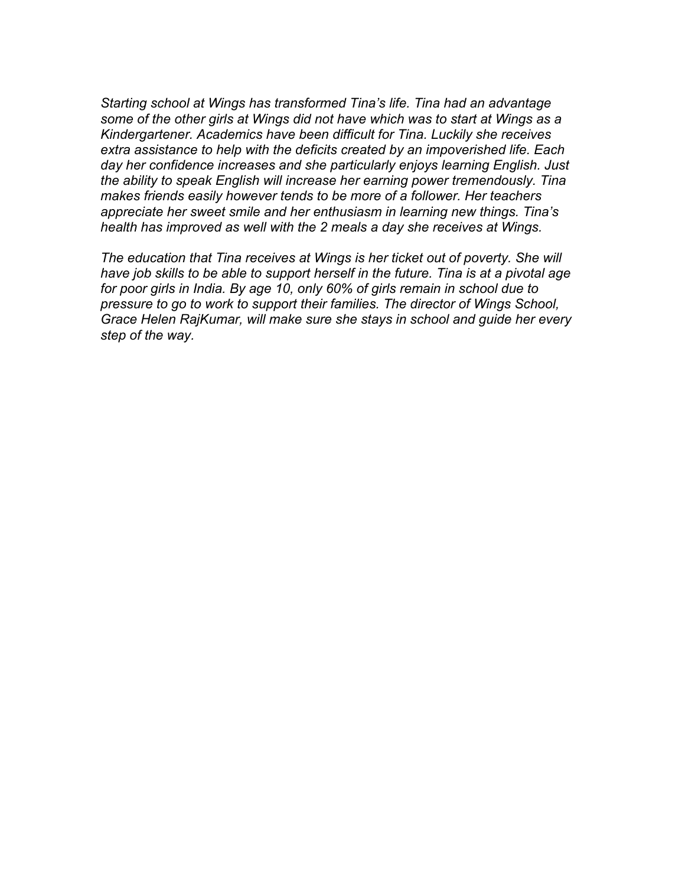*Starting school at Wings has transformed Tina's life. Tina had an advantage some of the other girls at Wings did not have which was to start at Wings as a Kindergartener. Academics have been difficult for Tina. Luckily she receives extra assistance to help with the deficits created by an impoverished life. Each day her confidence increases and she particularly enjoys learning English. Just the ability to speak English will increase her earning power tremendously. Tina makes friends easily however tends to be more of a follower. Her teachers appreciate her sweet smile and her enthusiasm in learning new things. Tina's health has improved as well with the 2 meals a day she receives at Wings.*

*The education that Tina receives at Wings is her ticket out of poverty. She will have job skills to be able to support herself in the future. Tina is at a pivotal age for poor girls in India. By age 10, only 60% of girls remain in school due to pressure to go to work to support their families. The director of Wings School, Grace Helen RajKumar, will make sure she stays in school and guide her every step of the way.*